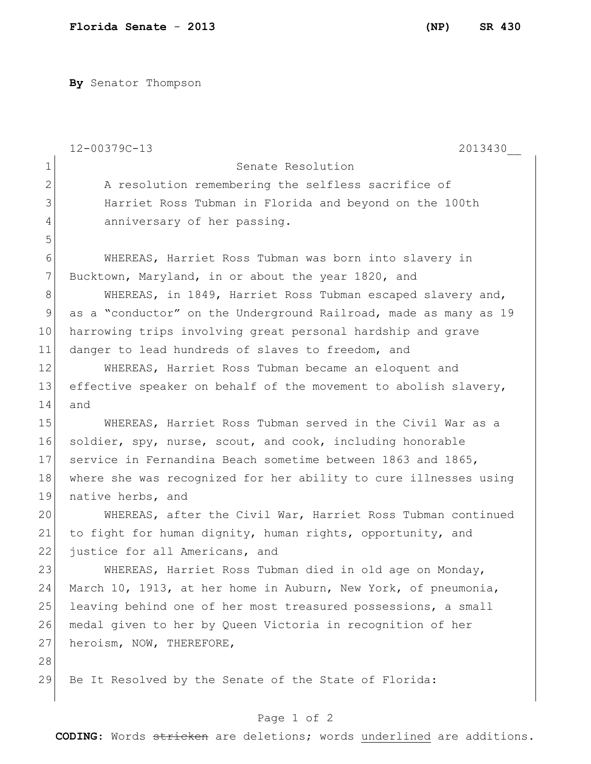**By** Senator Thompson

12-00379C-13 2013430__

Senate Resolution

A resolution remembering the selfless sacrifice of Harriet Ross Tubman in Florida and beyond on the 100th anniversary of her passing.

WHEREAS, Harriet Ross Tubman was born into slavery in Bucktown, Maryland, in or about the year 1820, and

WHEREAS, in 1849, Harriet Ross Tubman escaped slavery and, as a "conductor" on the Underground Railroad, made as many as 19 harrowing trips involving great personal hardship and grave danger to lead hundreds of slaves to freedom, and

WHEREAS, Harriet Ross Tubman became an eloquent and effective speaker on behalf of the movement to abolish slavery, and

WHEREAS, Harriet Ross Tubman served in the Civil War as a soldier, spy, nurse, scout, and cook, including honorable service in Fernandina Beach sometime between 1863 and 1865, where she was recognized for her ability to cure illnesses using native herbs, and

WHEREAS, after the Civil War, Harriet Ross Tubman continued to fight for human dignity, human rights, opportunity, and justice for all Americans, and

WHEREAS, Harriet Ross Tubman died in old age on Monday, March 10, 1913, at her home in Auburn, New York, of pneumonia, leaving behind one of her most treasured possessions, a small medal given to her by Queen Victoria in recognition of her heroism, NOW, THEREFORE,

Be It Resolved by the Senate of the State of Florida:

**CODING:** Words ~~stricken~~ are deletions; words <u>underlined</u> are additions.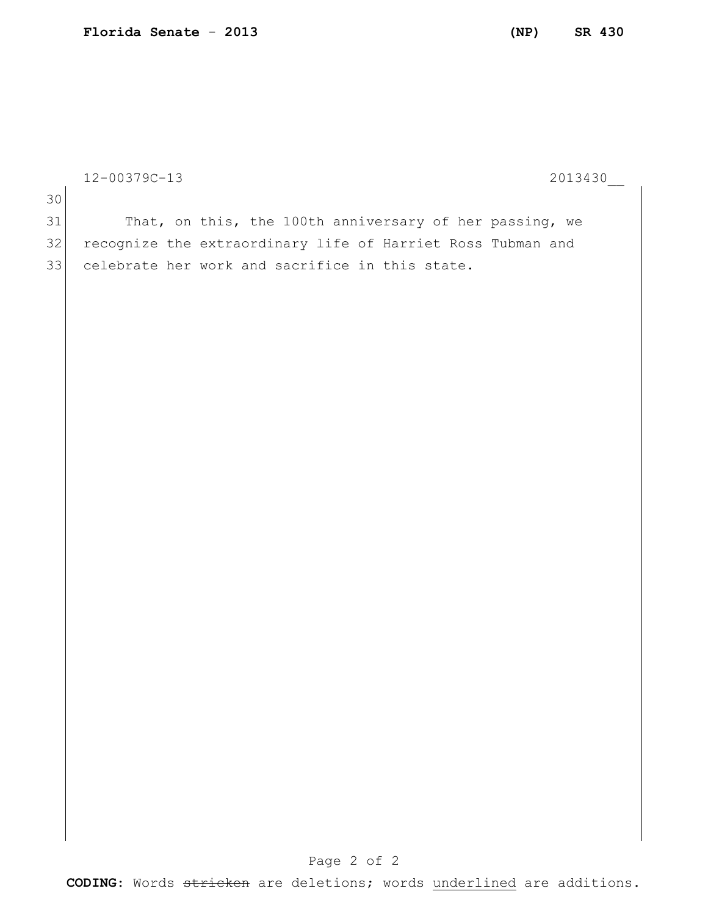That, on this, the 100th anniversary of her passing, we recognize the extraordinary life of Harriet Ross Tubman and celebrate her work and sacrifice in this state.